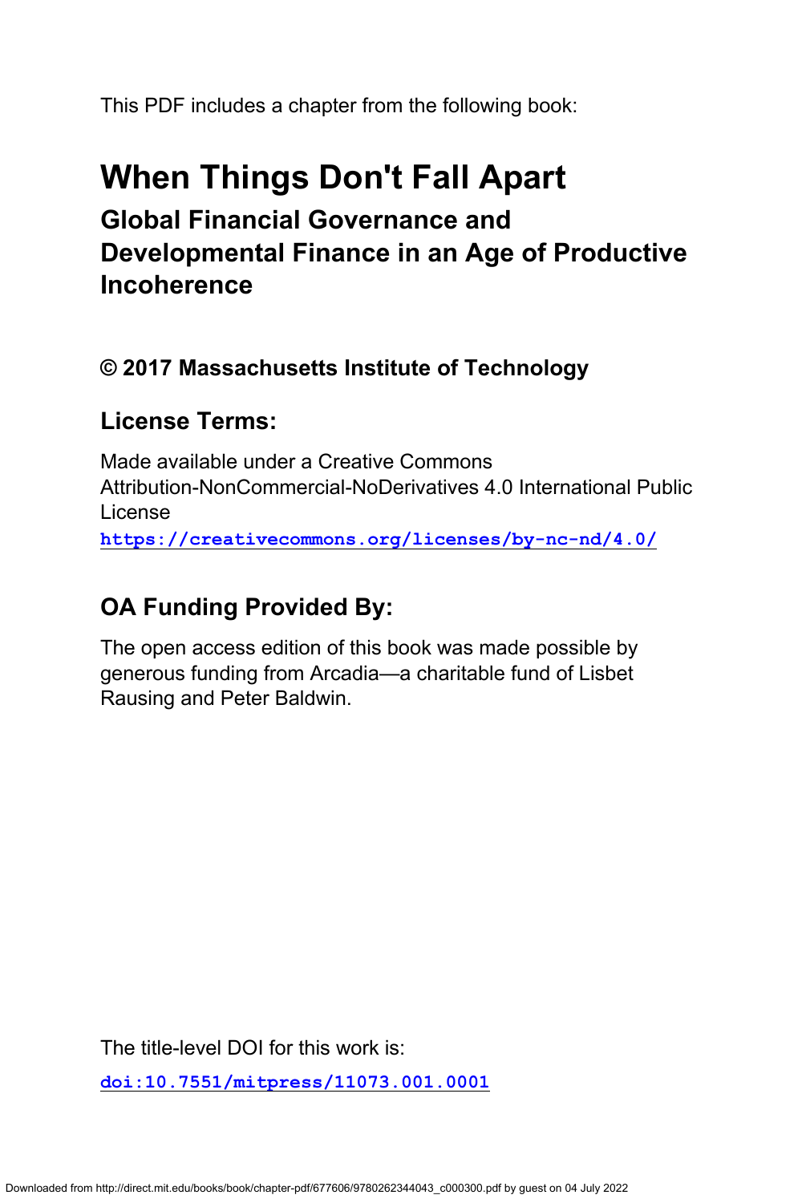This PDF includes a chapter from the following book:

# When Things Don't Fall Apart

## Global Financial Governance and Developmental Finance in an Age of Productive Incoherence

### © 2017 Massachusetts Institute of Technology

### License Terms:

Made available under a Creative Commons Attribution-NonCommercial-NoDerivatives 4.0 International Public License

**https://creativecommons.org/licenses/by-nc-nd/4.0/**

### OA Funding Provided By:

The open access edition of this book was made possible by generous funding from Arcadia—a charitable fund of Lisbet Rausing and Peter Baldwin.

The title-level DOI for this work is:

**doi:10.7551/mitpress/11073.001.0001**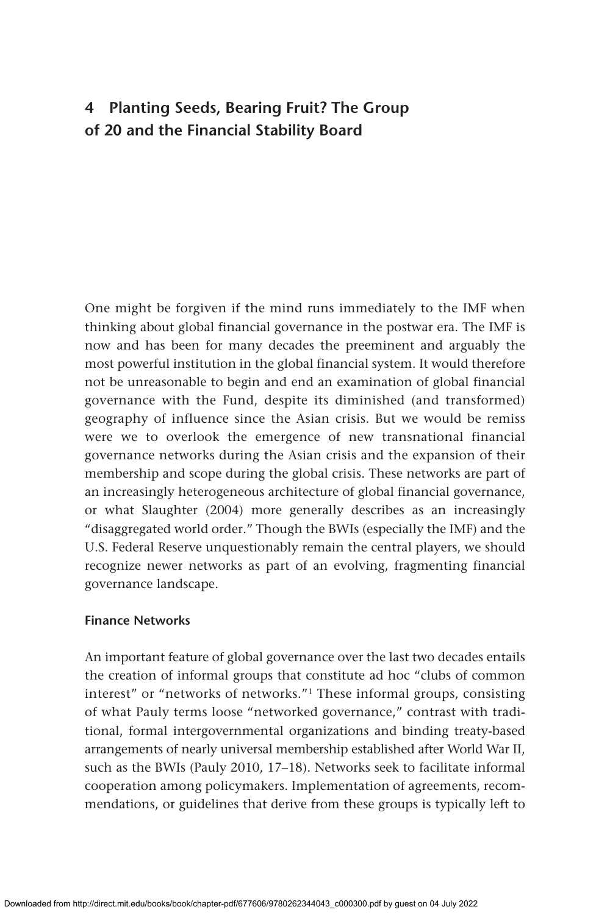# 4 Planting Seeds, Bearing Fruit? The Group of 20 and the Financial Stability Board

One might be forgiven if the mind runs immediately to the IMF when thinking about global financial governance in the postwar era. The IMF is now and has been for many decades the preeminent and arguably the most powerful institution in the global financial system. It would therefore not be unreasonable to begin and end an examination of global financial governance with the Fund, despite its diminished (and transformed) geography of influence since the Asian crisis. But we would be remiss were we to overlook the emergence of new transnational financial governance networks during the Asian crisis and the expansion of their membership and scope during the global crisis. These networks are part of an increasingly heterogeneous architecture of global financial governance, or what Slaughter (2004) more generally describes as an increasingly "disaggregated world order." Though the BWIs (especially the IMF) and the U.S. Federal Reserve unquestionably remain the central players, we should recognize newer networks as part of an evolving, fragmenting financial governance landscape.

## Finance Networks

An important feature of global governance over the last two decades entails the creation of informal groups that constitute ad hoc "clubs of common interest" or "networks of networks."[1] These informal groups, consisting of what Pauly terms loose "networked governance," contrast with traditional, formal intergovernmental organizations and binding treaty-based arrangements of nearly universal membership established after World War II, such as the BWIs (Pauly 2010, 17–18). Networks seek to facilitate informal cooperation among policymakers. Implementation of agreements, recommendations, or guidelines that derive from these groups is typically left to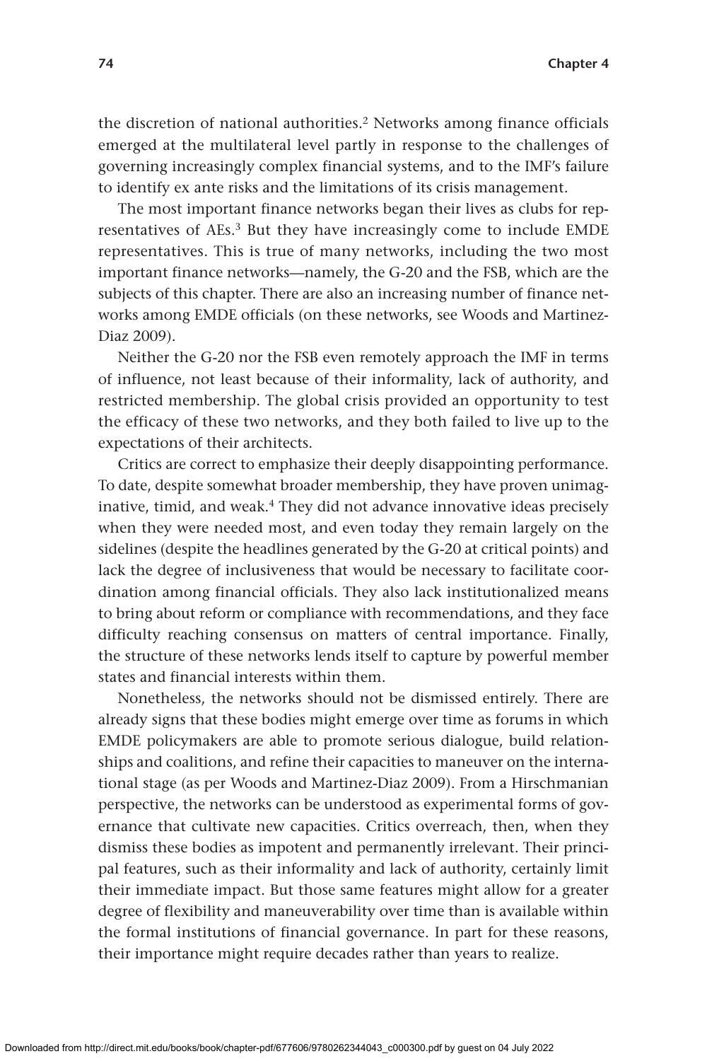the discretion of national authorities.[2] Networks among finance officials emerged at the multilateral level partly in response to the challenges of governing increasingly complex financial systems, and to the IMF's failure to identify ex ante risks and the limitations of its crisis management.

The most important finance networks began their lives as clubs for representatives of AEs.[3] But they have increasingly come to include EMDE representatives. This is true of many networks, including the two most important finance networks—namely, the G-20 and the FSB, which are the subjects of this chapter. There are also an increasing number of finance networks among EMDE officials (on these networks, see Woods and Martinez-Diaz 2009).

Neither the G-20 nor the FSB even remotely approach the IMF in terms of influence, not least because of their informality, lack of authority, and restricted membership. The global crisis provided an opportunity to test the efficacy of these two networks, and they both failed to live up to the expectations of their architects.

Critics are correct to emphasize their deeply disappointing performance. To date, despite somewhat broader membership, they have proven unimaginative, timid, and weak.[4] They did not advance innovative ideas precisely when they were needed most, and even today they remain largely on the sidelines (despite the headlines generated by the G-20 at critical points) and lack the degree of inclusiveness that would be necessary to facilitate coordination among financial officials. They also lack institutionalized means to bring about reform or compliance with recommendations, and they face difficulty reaching consensus on matters of central importance. Finally, the structure of these networks lends itself to capture by powerful member states and financial interests within them.

Nonetheless, the networks should not be dismissed entirely. There are already signs that these bodies might emerge over time as forums in which EMDE policymakers are able to promote serious dialogue, build relationships and coalitions, and refine their capacities to maneuver on the international stage (as per Woods and Martinez-Diaz 2009). From a Hirschmanian perspective, the networks can be understood as experimental forms of governance that cultivate new capacities. Critics overreach, then, when they dismiss these bodies as impotent and permanently irrelevant. Their principal features, such as their informality and lack of authority, certainly limit their immediate impact. But those same features might allow for a greater degree of flexibility and maneuverability over time than is available within the formal institutions of financial governance. In part for these reasons, their importance might require decades rather than years to realize.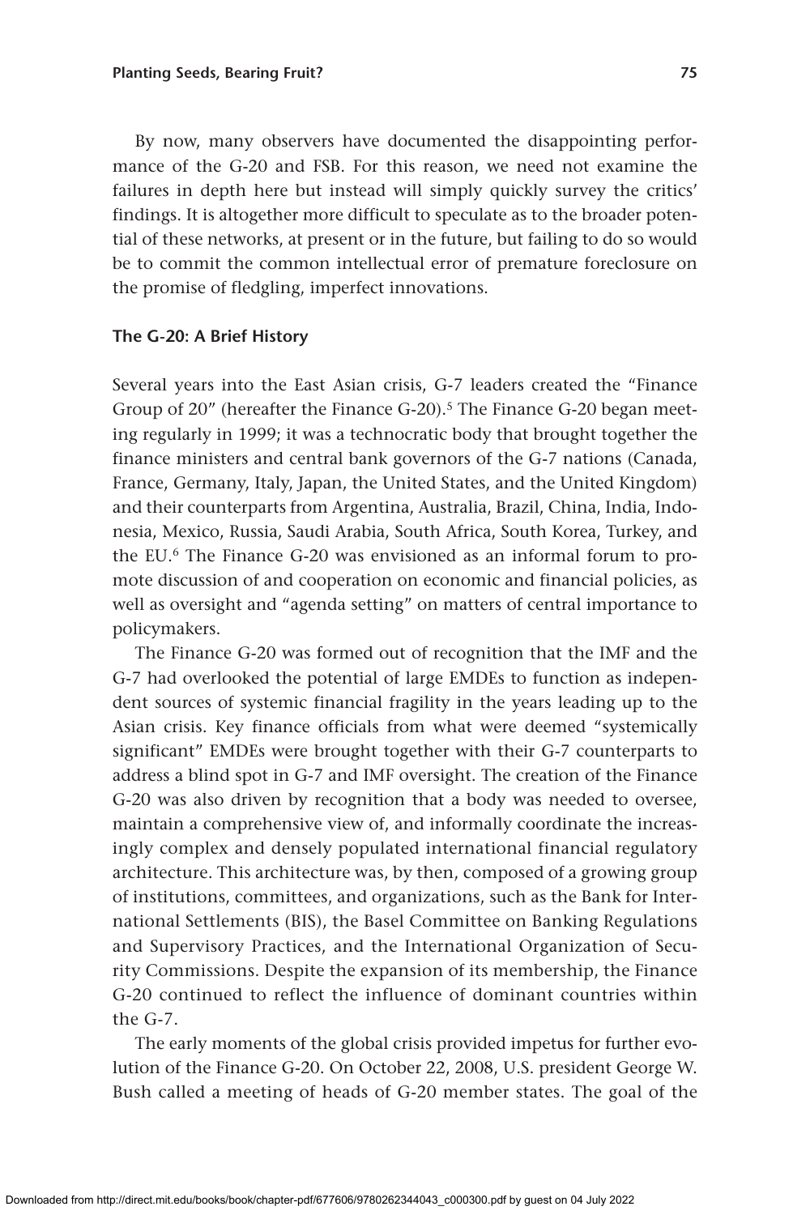By now, many observers have documented the disappointing performance of the G-20 and FSB. For this reason, we need not examine the failures in depth here but instead will simply quickly survey the critics' findings. It is altogether more difficult to speculate as to the broader potential of these networks, at present or in the future, but failing to do so would be to commit the common intellectual error of premature foreclosure on the promise of fledgling, imperfect innovations.

### The G-20: A Brief History

Several years into the East Asian crisis, G-7 leaders created the "Finance Group of 20" (hereafter the Finance G-20).[5] The Finance G-20 began meeting regularly in 1999; it was a technocratic body that brought together the finance ministers and central bank governors of the G-7 nations (Canada, France, Germany, Italy, Japan, the United States, and the United Kingdom) and their counterparts from Argentina, Australia, Brazil, China, India, Indonesia, Mexico, Russia, Saudi Arabia, South Africa, South Korea, Turkey, and the EU.[6] The Finance G-20 was envisioned as an informal forum to promote discussion of and cooperation on economic and financial policies, as well as oversight and "agenda setting" on matters of central importance to policymakers.

The Finance G-20 was formed out of recognition that the IMF and the G-7 had overlooked the potential of large EMDEs to function as independent sources of systemic financial fragility in the years leading up to the Asian crisis. Key finance officials from what were deemed "systemically significant" EMDEs were brought together with their G-7 counterparts to address a blind spot in G-7 and IMF oversight. The creation of the Finance G-20 was also driven by recognition that a body was needed to oversee, maintain a comprehensive view of, and informally coordinate the increasingly complex and densely populated international financial regulatory architecture. This architecture was, by then, composed of a growing group of institutions, committees, and organizations, such as the Bank for International Settlements (BIS), the Basel Committee on Banking Regulations and Supervisory Practices, and the International Organization of Security Commissions. Despite the expansion of its membership, the Finance G-20 continued to reflect the influence of dominant countries within the G-7.

The early moments of the global crisis provided impetus for further evolution of the Finance G-20. On October 22, 2008, U.S. president George W. Bush called a meeting of heads of G-20 member states. The goal of the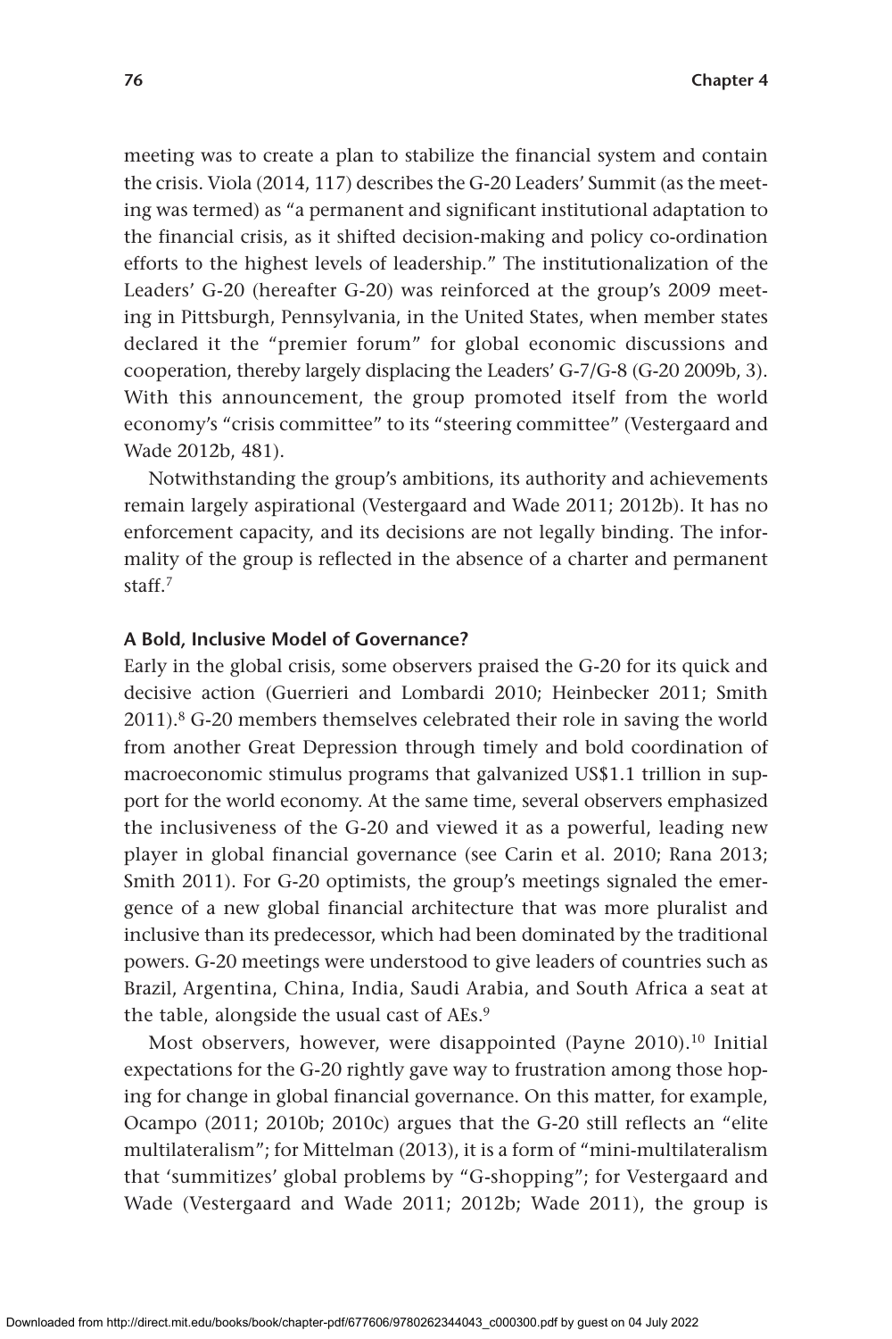meeting was to create a plan to stabilize the financial system and contain the crisis. Viola (2014, 117) describes the G-20 Leaders' Summit (as the meeting was termed) as "a permanent and significant institutional adaptation to the financial crisis, as it shifted decision-making and policy co-ordination efforts to the highest levels of leadership." The institutionalization of the Leaders' G-20 (hereafter G-20) was reinforced at the group's 2009 meeting in Pittsburgh, Pennsylvania, in the United States, when member states declared it the "premier forum" for global economic discussions and cooperation, thereby largely displacing the Leaders' G-7/G-8 (G-20 2009b, 3). With this announcement, the group promoted itself from the world economy's "crisis committee" to its "steering committee" (Vestergaard and Wade 2012b, 481).

Notwithstanding the group's ambitions, its authority and achievements remain largely aspirational (Vestergaard and Wade 2011; 2012b). It has no enforcement capacity, and its decisions are not legally binding. The informality of the group is reflected in the absence of a charter and permanent staff.[7]

### A Bold, Inclusive Model of Governance?

Early in the global crisis, some observers praised the G-20 for its quick and decisive action (Guerrieri and Lombardi 2010; Heinbecker 2011; Smith 2011).[8] G-20 members themselves celebrated their role in saving the world from another Great Depression through timely and bold coordination of macroeconomic stimulus programs that galvanized US$1.1 trillion in support for the world economy. At the same time, several observers emphasized the inclusiveness of the G-20 and viewed it as a powerful, leading new player in global financial governance (see Carin et al. 2010; Rana 2013; Smith 2011). For G-20 optimists, the group's meetings signaled the emergence of a new global financial architecture that was more pluralist and inclusive than its predecessor, which had been dominated by the traditional powers. G-20 meetings were understood to give leaders of countries such as Brazil, Argentina, China, India, Saudi Arabia, and South Africa a seat at the table, alongside the usual cast of AEs.[9]

Most observers, however, were disappointed (Payne 2010).[10] Initial expectations for the G-20 rightly gave way to frustration among those hoping for change in global financial governance. On this matter, for example, Ocampo (2011; 2010b; 2010c) argues that the G-20 still reflects an "elite multilateralism"; for Mittelman (2013), it is a form of "mini-multilateralism that 'summitizes' global problems by "G-shopping"; for Vestergaard and Wade (Vestergaard and Wade 2011; 2012b; Wade 2011), the group is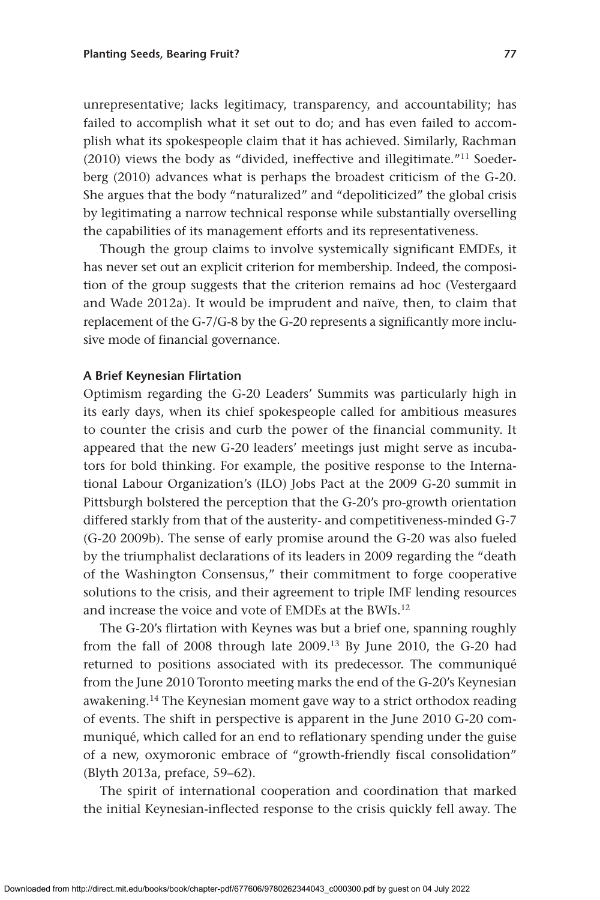unrepresentative; lacks legitimacy, transparency, and accountability; has failed to accomplish what it set out to do; and has even failed to accomplish what its spokespeople claim that it has achieved. Similarly, Rachman (2010) views the body as "divided, ineffective and illegitimate."[11] Soederberg (2010) advances what is perhaps the broadest criticism of the G-20. She argues that the body "naturalized" and "depoliticized" the global crisis by legitimating a narrow technical response while substantially overselling the capabilities of its management efforts and its representativeness.

Though the group claims to involve systemically significant EMDEs, it has never set out an explicit criterion for membership. Indeed, the composition of the group suggests that the criterion remains ad hoc (Vestergaard and Wade 2012a). It would be imprudent and naïve, then, to claim that replacement of the G-7/G-8 by the G-20 represents a significantly more inclusive mode of financial governance.

### A Brief Keynesian Flirtation

Optimism regarding the G-20 Leaders' Summits was particularly high in its early days, when its chief spokespeople called for ambitious measures to counter the crisis and curb the power of the financial community. It appeared that the new G-20 leaders' meetings just might serve as incubators for bold thinking. For example, the positive response to the International Labour Organization's (ILO) Jobs Pact at the 2009 G-20 summit in Pittsburgh bolstered the perception that the G-20's pro-growth orientation differed starkly from that of the austerity- and competitiveness-minded G-7 (G-20 2009b). The sense of early promise around the G-20 was also fueled by the triumphalist declarations of its leaders in 2009 regarding the "death of the Washington Consensus," their commitment to forge cooperative solutions to the crisis, and their agreement to triple IMF lending resources and increase the voice and vote of EMDEs at the BWIs.[12]

The G-20's flirtation with Keynes was but a brief one, spanning roughly from the fall of 2008 through late 2009.[13] By June 2010, the G-20 had returned to positions associated with its predecessor. The communiqué from the June 2010 Toronto meeting marks the end of the G-20's Keynesian awakening.[14] The Keynesian moment gave way to a strict orthodox reading of events. The shift in perspective is apparent in the June 2010 G-20 communiqué, which called for an end to reflationary spending under the guise of a new, oxymoronic embrace of "growth-friendly fiscal consolidation" (Blyth 2013a, preface, 59–62).

The spirit of international cooperation and coordination that marked the initial Keynesian-inflected response to the crisis quickly fell away. The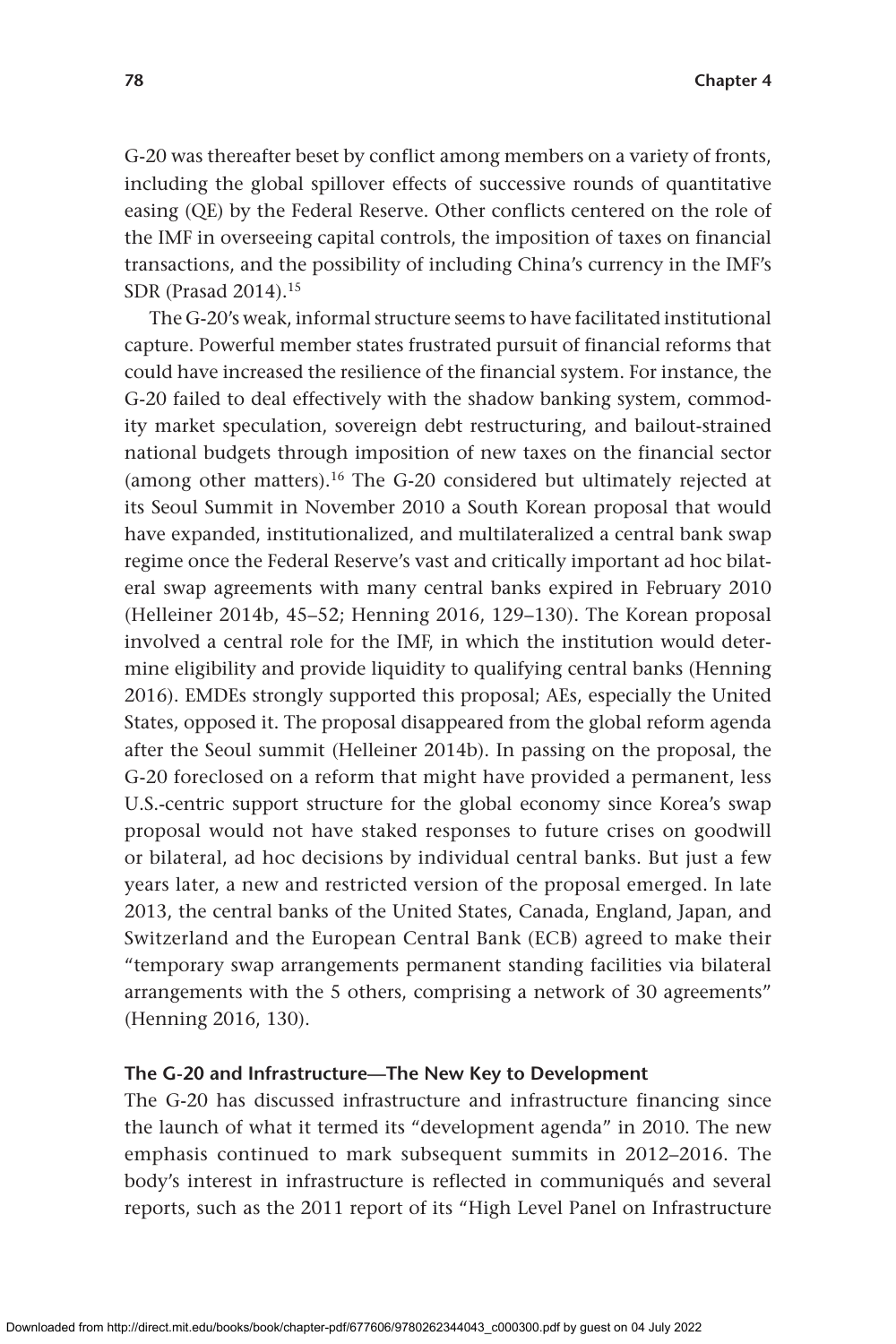G-20 was thereafter beset by conflict among members on a variety of fronts, including the global spillover effects of successive rounds of quantitative easing (QE) by the Federal Reserve. Other conflicts centered on the role of the IMF in overseeing capital controls, the imposition of taxes on financial transactions, and the possibility of including China's currency in the IMF's SDR (Prasad 2014).[15]

The G-20's weak, informal structure seems to have facilitated institutional capture. Powerful member states frustrated pursuit of financial reforms that could have increased the resilience of the financial system. For instance, the G-20 failed to deal effectively with the shadow banking system, commodity market speculation, sovereign debt restructuring, and bailout-strained national budgets through imposition of new taxes on the financial sector (among other matters).[16] The G-20 considered but ultimately rejected at its Seoul Summit in November 2010 a South Korean proposal that would have expanded, institutionalized, and multilateralized a central bank swap regime once the Federal Reserve's vast and critically important ad hoc bilateral swap agreements with many central banks expired in February 2010 (Helleiner 2014b, 45–52; Henning 2016, 129–130). The Korean proposal involved a central role for the IMF, in which the institution would determine eligibility and provide liquidity to qualifying central banks (Henning 2016). EMDEs strongly supported this proposal; AEs, especially the United States, opposed it. The proposal disappeared from the global reform agenda after the Seoul summit (Helleiner 2014b). In passing on the proposal, the G-20 foreclosed on a reform that might have provided a permanent, less U.S.-centric support structure for the global economy since Korea's swap proposal would not have staked responses to future crises on goodwill or bilateral, ad hoc decisions by individual central banks. But just a few years later, a new and restricted version of the proposal emerged. In late 2013, the central banks of the United States, Canada, England, Japan, and Switzerland and the European Central Bank (ECB) agreed to make their "temporary swap arrangements permanent standing facilities via bilateral arrangements with the 5 others, comprising a network of 30 agreements" (Henning 2016, 130).

### The G-20 and Infrastructure—The New Key to Development

The G-20 has discussed infrastructure and infrastructure financing since the launch of what it termed its "development agenda" in 2010. The new emphasis continued to mark subsequent summits in 2012–2016. The body's interest in infrastructure is reflected in communiqués and several reports, such as the 2011 report of its "High Level Panel on Infrastructure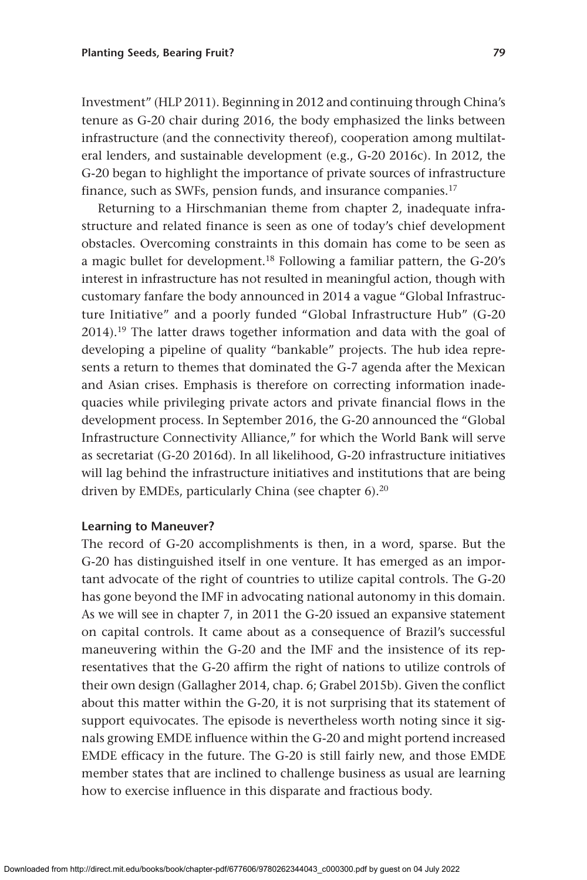Investment" (HLP 2011). Beginning in 2012 and continuing through China's tenure as G-20 chair during 2016, the body emphasized the links between infrastructure (and the connectivity thereof), cooperation among multilateral lenders, and sustainable development (e.g., G-20 2016c). In 2012, the G-20 began to highlight the importance of private sources of infrastructure finance, such as SWFs, pension funds, and insurance companies.[17]

Returning to a Hirschmanian theme from chapter 2, inadequate infrastructure and related finance is seen as one of today's chief development obstacles. Overcoming constraints in this domain has come to be seen as a magic bullet for development.[18] Following a familiar pattern, the G-20's interest in infrastructure has not resulted in meaningful action, though with customary fanfare the body announced in 2014 a vague "Global Infrastructure Initiative" and a poorly funded "Global Infrastructure Hub" (G-20 2014).[19] The latter draws together information and data with the goal of developing a pipeline of quality "bankable" projects. The hub idea represents a return to themes that dominated the G-7 agenda after the Mexican and Asian crises. Emphasis is therefore on correcting information inadequacies while privileging private actors and private financial flows in the development process. In September 2016, the G-20 announced the "Global Infrastructure Connectivity Alliance," for which the World Bank will serve as secretariat (G-20 2016d). In all likelihood, G-20 infrastructure initiatives will lag behind the infrastructure initiatives and institutions that are being driven by EMDEs, particularly China (see chapter 6).[20]

### Learning to Maneuver?

The record of G-20 accomplishments is then, in a word, sparse. But the G-20 has distinguished itself in one venture. It has emerged as an important advocate of the right of countries to utilize capital controls. The G-20 has gone beyond the IMF in advocating national autonomy in this domain. As we will see in chapter 7, in 2011 the G-20 issued an expansive statement on capital controls. It came about as a consequence of Brazil's successful maneuvering within the G-20 and the IMF and the insistence of its representatives that the G-20 affirm the right of nations to utilize controls of their own design (Gallagher 2014, chap. 6; Grabel 2015b). Given the conflict about this matter within the G-20, it is not surprising that its statement of support equivocates. The episode is nevertheless worth noting since it signals growing EMDE influence within the G-20 and might portend increased EMDE efficacy in the future. The G-20 is still fairly new, and those EMDE member states that are inclined to challenge business as usual are learning how to exercise influence in this disparate and fractious body.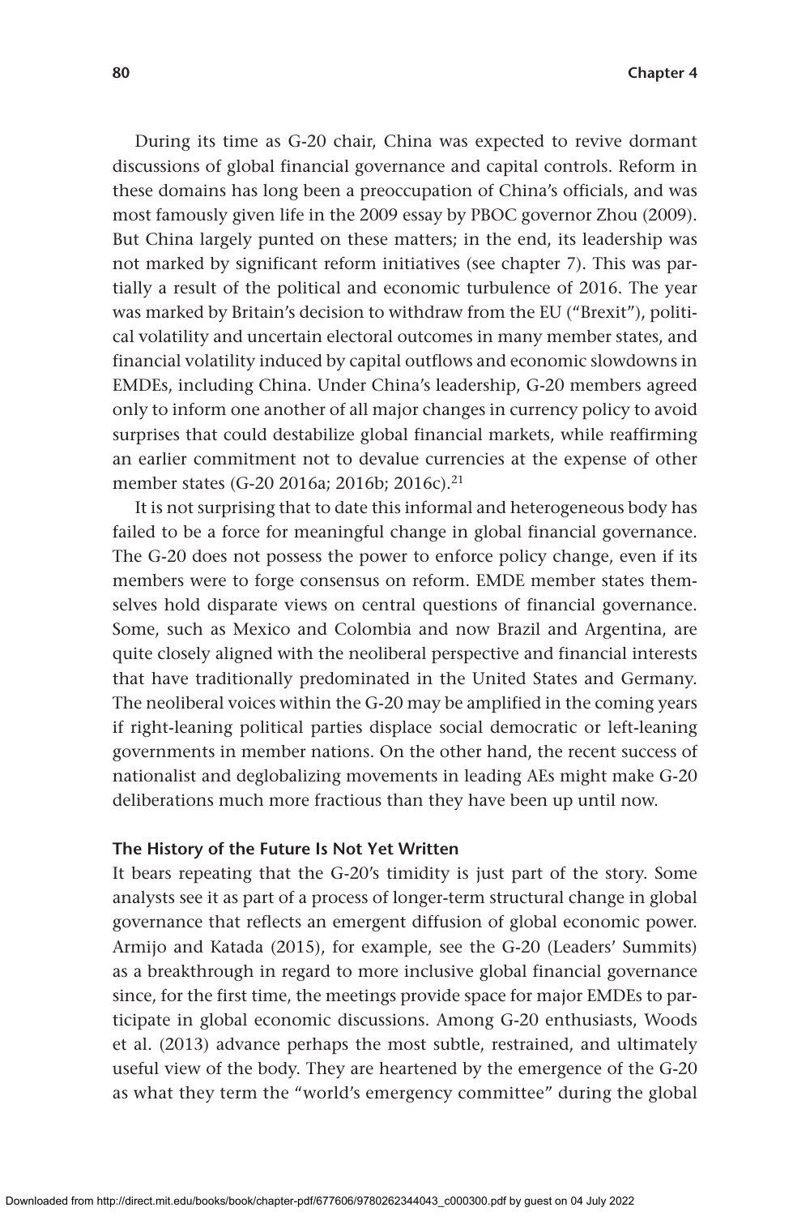During its time as G-20 chair, China was expected to revive dormant discussions of global financial governance and capital controls. Reform in these domains has long been a preoccupation of China's officials, and was most famously given life in the 2009 essay by PBOC governor Zhou (2009). But China largely punted on these matters; in the end, its leadership was not marked by significant reform initiatives (see chapter 7). This was partially a result of the political and economic turbulence of 2016. The year was marked by Britain's decision to withdraw from the EU ("Brexit"), political volatility and uncertain electoral outcomes in many member states, and financial volatility induced by capital outflows and economic slowdowns in EMDEs, including China. Under China's leadership, G-20 members agreed only to inform one another of all major changes in currency policy to avoid surprises that could destabilize global financial markets, while reaffirming an earlier commitment not to devalue currencies at the expense of other member states (G-20 2016a; 2016b; 2016c).[21]

It is not surprising that to date this informal and heterogeneous body has failed to be a force for meaningful change in global financial governance. The G-20 does not possess the power to enforce policy change, even if its members were to forge consensus on reform. EMDE member states themselves hold disparate views on central questions of financial governance. Some, such as Mexico and Colombia and now Brazil and Argentina, are quite closely aligned with the neoliberal perspective and financial interests that have traditionally predominated in the United States and Germany. The neoliberal voices within the G-20 may be amplified in the coming years if right-leaning political parties displace social democratic or left-leaning governments in member nations. On the other hand, the recent success of nationalist and deglobalizing movements in leading AEs might make G-20 deliberations much more fractious than they have been up until now.

### The History of the Future Is Not Yet Written

It bears repeating that the G-20's timidity is just part of the story. Some analysts see it as part of a process of longer-term structural change in global governance that reflects an emergent diffusion of global economic power. Armijo and Katada (2015), for example, see the G-20 (Leaders' Summits) as a breakthrough in regard to more inclusive global financial governance since, for the first time, the meetings provide space for major EMDEs to participate in global economic discussions. Among G-20 enthusiasts, Woods et al. (2013) advance perhaps the most subtle, restrained, and ultimately useful view of the body. They are heartened by the emergence of the G-20 as what they term the "world's emergency committee" during the global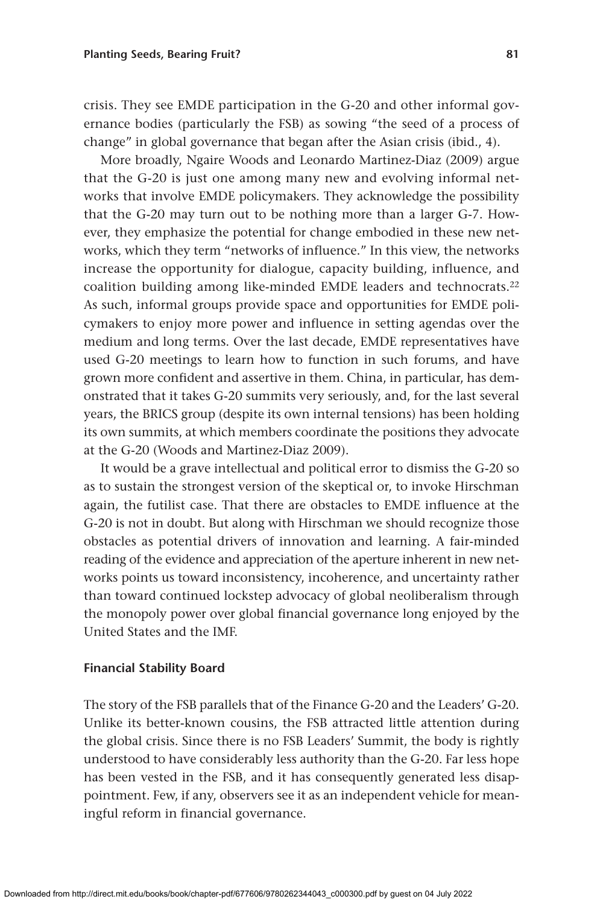crisis. They see EMDE participation in the G-20 and other informal governance bodies (particularly the FSB) as sowing "the seed of a process of change" in global governance that began after the Asian crisis (ibid., 4).

More broadly, Ngaire Woods and Leonardo Martinez-Diaz (2009) argue that the G-20 is just one among many new and evolving informal networks that involve EMDE policymakers. They acknowledge the possibility that the G-20 may turn out to be nothing more than a larger G-7. However, they emphasize the potential for change embodied in these new networks, which they term "networks of influence." In this view, the networks increase the opportunity for dialogue, capacity building, influence, and coalition building among like-minded EMDE leaders and technocrats.[22] As such, informal groups provide space and opportunities for EMDE policymakers to enjoy more power and influence in setting agendas over the medium and long terms. Over the last decade, EMDE representatives have used G-20 meetings to learn how to function in such forums, and have grown more confident and assertive in them. China, in particular, has demonstrated that it takes G-20 summits very seriously, and, for the last several years, the BRICS group (despite its own internal tensions) has been holding its own summits, at which members coordinate the positions they advocate at the G-20 (Woods and Martinez-Diaz 2009).

It would be a grave intellectual and political error to dismiss the G-20 so as to sustain the strongest version of the skeptical or, to invoke Hirschman again, the futilist case. That there are obstacles to EMDE influence at the G-20 is not in doubt. But along with Hirschman we should recognize those obstacles as potential drivers of innovation and learning. A fair-minded reading of the evidence and appreciation of the aperture inherent in new networks points us toward inconsistency, incoherence, and uncertainty rather than toward continued lockstep advocacy of global neoliberalism through the monopoly power over global financial governance long enjoyed by the United States and the IMF.

### Financial Stability Board

The story of the FSB parallels that of the Finance G-20 and the Leaders' G-20. Unlike its better-known cousins, the FSB attracted little attention during the global crisis. Since there is no FSB Leaders' Summit, the body is rightly understood to have considerably less authority than the G-20. Far less hope has been vested in the FSB, and it has consequently generated less disappointment. Few, if any, observers see it as an independent vehicle for meaningful reform in financial governance.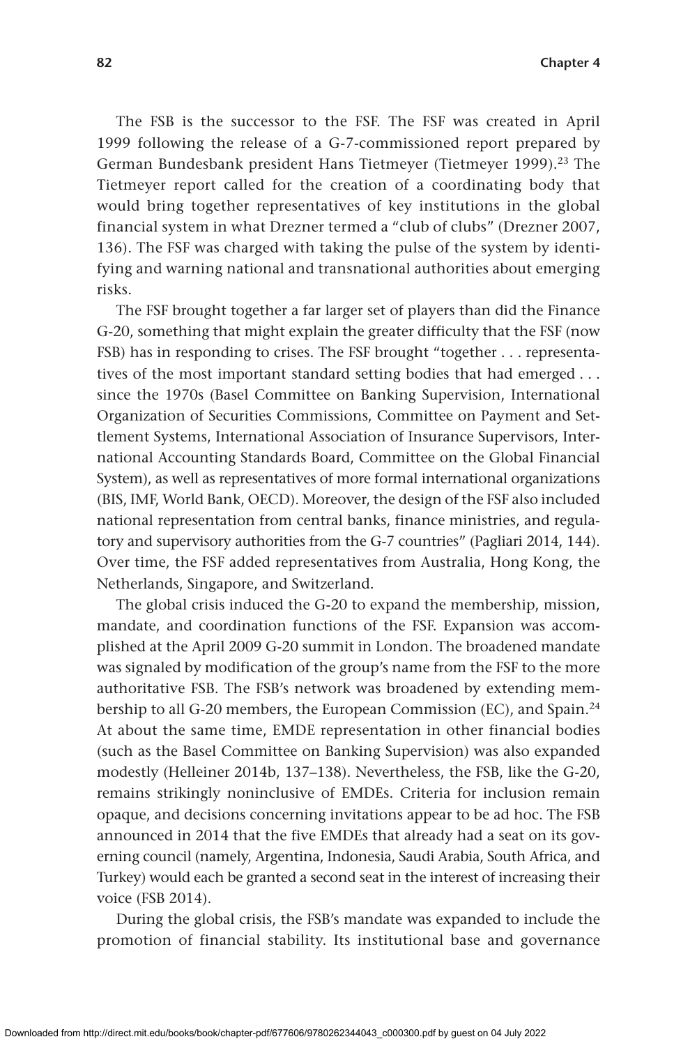The FSB is the successor to the FSF. The FSF was created in April 1999 following the release of a G-7-commissioned report prepared by German Bundesbank president Hans Tietmeyer (Tietmeyer 1999).[23] The Tietmeyer report called for the creation of a coordinating body that would bring together representatives of key institutions in the global financial system in what Drezner termed a "club of clubs" (Drezner 2007, 136). The FSF was charged with taking the pulse of the system by identifying and warning national and transnational authorities about emerging risks.

The FSF brought together a far larger set of players than did the Finance G-20, something that might explain the greater difficulty that the FSF (now FSB) has in responding to crises. The FSF brought "together . . . representatives of the most important standard setting bodies that had emerged . . . since the 1970s (Basel Committee on Banking Supervision, International Organization of Securities Commissions, Committee on Payment and Settlement Systems, International Association of Insurance Supervisors, International Accounting Standards Board, Committee on the Global Financial System), as well as representatives of more formal international organizations (BIS, IMF, World Bank, OECD). Moreover, the design of the FSF also included national representation from central banks, finance ministries, and regulatory and supervisory authorities from the G-7 countries" (Pagliari 2014, 144). Over time, the FSF added representatives from Australia, Hong Kong, the Netherlands, Singapore, and Switzerland.

The global crisis induced the G-20 to expand the membership, mission, mandate, and coordination functions of the FSF. Expansion was accomplished at the April 2009 G-20 summit in London. The broadened mandate was signaled by modification of the group's name from the FSF to the more authoritative FSB. The FSB's network was broadened by extending membership to all G-20 members, the European Commission (EC), and Spain.[24] At about the same time, EMDE representation in other financial bodies (such as the Basel Committee on Banking Supervision) was also expanded modestly (Helleiner 2014b, 137–138). Nevertheless, the FSB, like the G-20, remains strikingly noninclusive of EMDEs. Criteria for inclusion remain opaque, and decisions concerning invitations appear to be ad hoc. The FSB announced in 2014 that the five EMDEs that already had a seat on its governing council (namely, Argentina, Indonesia, Saudi Arabia, South Africa, and Turkey) would each be granted a second seat in the interest of increasing their voice (FSB 2014).

During the global crisis, the FSB's mandate was expanded to include the promotion of financial stability. Its institutional base and governance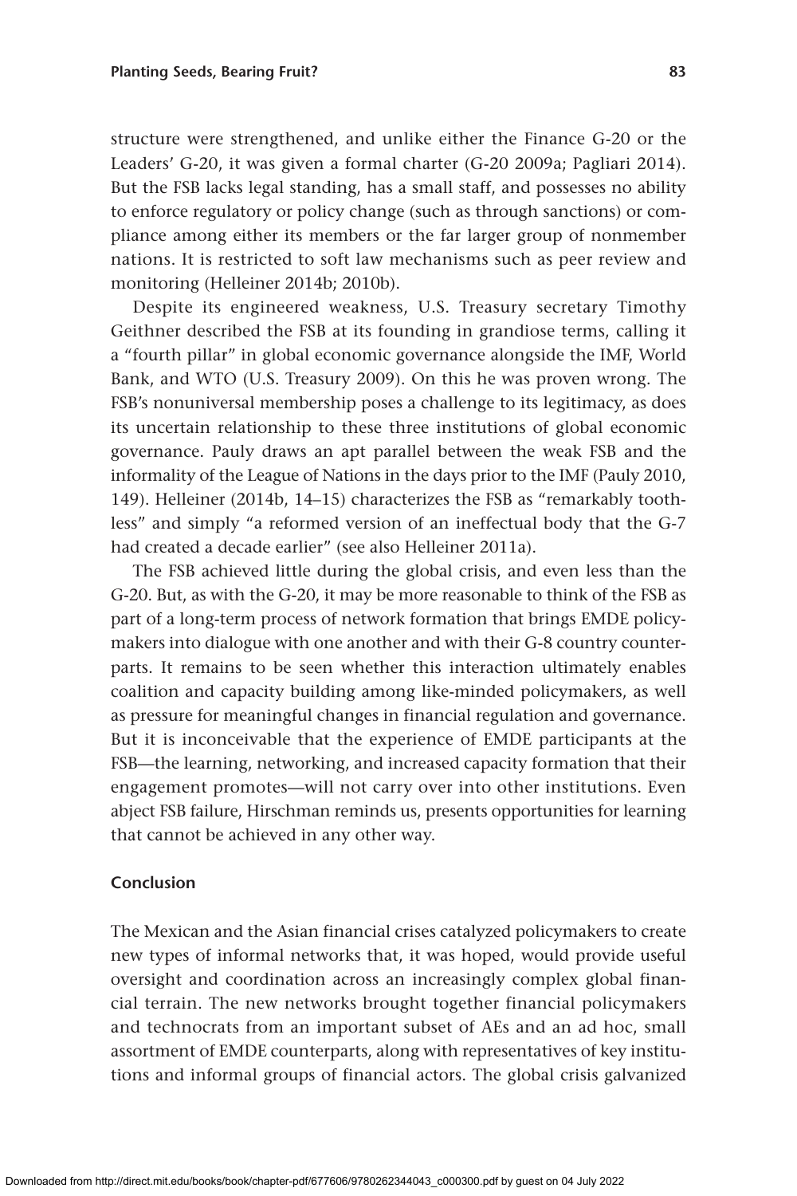structure were strengthened, and unlike either the Finance G-20 or the Leaders' G-20, it was given a formal charter (G-20 2009a; Pagliari 2014). But the FSB lacks legal standing, has a small staff, and possesses no ability to enforce regulatory or policy change (such as through sanctions) or compliance among either its members or the far larger group of nonmember nations. It is restricted to soft law mechanisms such as peer review and monitoring (Helleiner 2014b; 2010b).

Despite its engineered weakness, U.S. Treasury secretary Timothy Geithner described the FSB at its founding in grandiose terms, calling it a "fourth pillar" in global economic governance alongside the IMF, World Bank, and WTO (U.S. Treasury 2009). On this he was proven wrong. The FSB's nonuniversal membership poses a challenge to its legitimacy, as does its uncertain relationship to these three institutions of global economic governance. Pauly draws an apt parallel between the weak FSB and the informality of the League of Nations in the days prior to the IMF (Pauly 2010, 149). Helleiner (2014b, 14–15) characterizes the FSB as "remarkably toothless" and simply "a reformed version of an ineffectual body that the G-7 had created a decade earlier" (see also Helleiner 2011a).

The FSB achieved little during the global crisis, and even less than the G-20. But, as with the G-20, it may be more reasonable to think of the FSB as part of a long-term process of network formation that brings EMDE policymakers into dialogue with one another and with their G-8 country counterparts. It remains to be seen whether this interaction ultimately enables coalition and capacity building among like-minded policymakers, as well as pressure for meaningful changes in financial regulation and governance. But it is inconceivable that the experience of EMDE participants at the FSB—the learning, networking, and increased capacity formation that their engagement promotes—will not carry over into other institutions. Even abject FSB failure, Hirschman reminds us, presents opportunities for learning that cannot be achieved in any other way.

## Conclusion

The Mexican and the Asian financial crises catalyzed policymakers to create new types of informal networks that, it was hoped, would provide useful oversight and coordination across an increasingly complex global financial terrain. The new networks brought together financial policymakers and technocrats from an important subset of AEs and an ad hoc, small assortment of EMDE counterparts, along with representatives of key institutions and informal groups of financial actors. The global crisis galvanized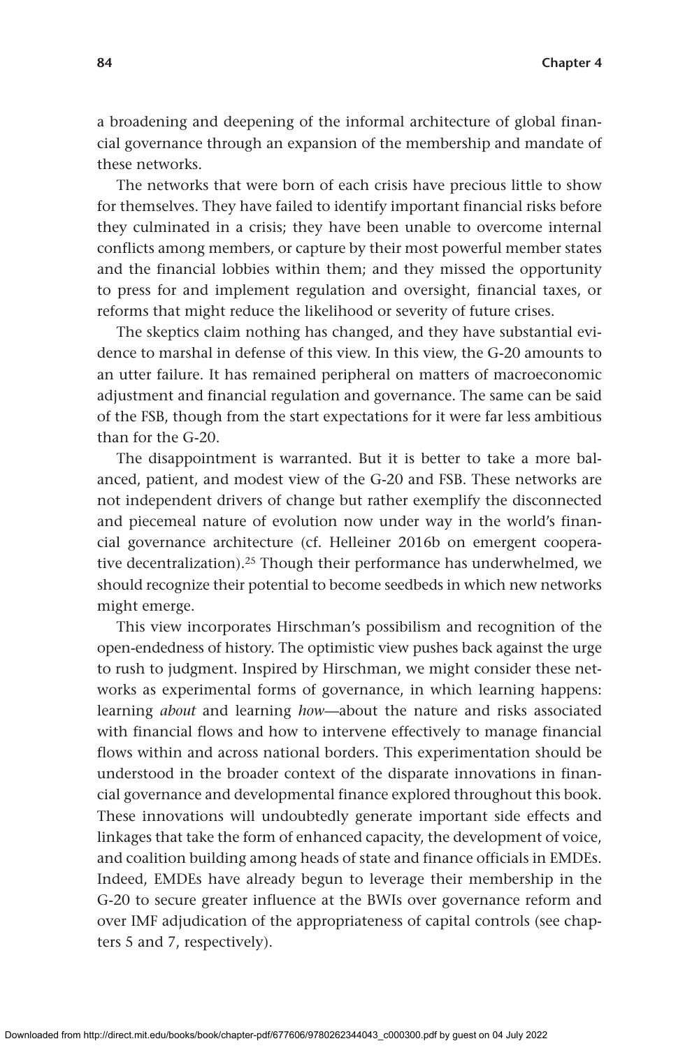a broadening and deepening of the informal architecture of global financial governance through an expansion of the membership and mandate of these networks.

The networks that were born of each crisis have precious little to show for themselves. They have failed to identify important financial risks before they culminated in a crisis; they have been unable to overcome internal conflicts among members, or capture by their most powerful member states and the financial lobbies within them; and they missed the opportunity to press for and implement regulation and oversight, financial taxes, or reforms that might reduce the likelihood or severity of future crises.

The skeptics claim nothing has changed, and they have substantial evidence to marshal in defense of this view. In this view, the G-20 amounts to an utter failure. It has remained peripheral on matters of macroeconomic adjustment and financial regulation and governance. The same can be said of the FSB, though from the start expectations for it were far less ambitious than for the G-20.

The disappointment is warranted. But it is better to take a more balanced, patient, and modest view of the G-20 and FSB. These networks are not independent drivers of change but rather exemplify the disconnected and piecemeal nature of evolution now under way in the world's financial governance architecture (cf. Helleiner 2016b on emergent cooperative decentralization).[25] Though their performance has underwhelmed, we should recognize their potential to become seedbeds in which new networks might emerge.

This view incorporates Hirschman's possibilism and recognition of the open-endedness of history. The optimistic view pushes back against the urge to rush to judgment. Inspired by Hirschman, we might consider these networks as experimental forms of governance, in which learning happens: learning *about* and learning *how*—about the nature and risks associated with financial flows and how to intervene effectively to manage financial flows within and across national borders. This experimentation should be understood in the broader context of the disparate innovations in financial governance and developmental finance explored throughout this book. These innovations will undoubtedly generate important side effects and linkages that take the form of enhanced capacity, the development of voice, and coalition building among heads of state and finance officials in EMDEs. Indeed, EMDEs have already begun to leverage their membership in the G-20 to secure greater influence at the BWIs over governance reform and over IMF adjudication of the appropriateness of capital controls (see chapters 5 and 7, respectively).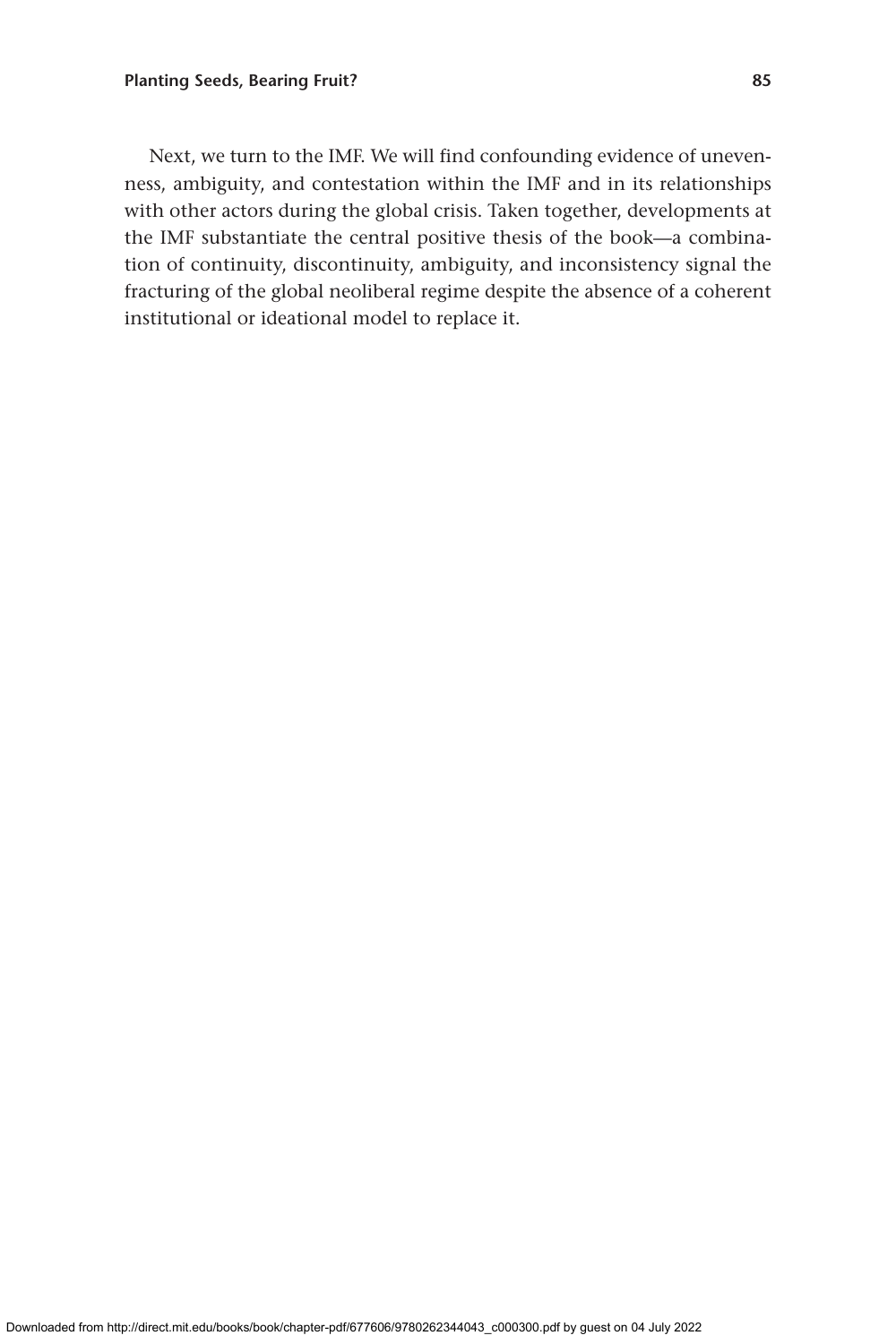Next, we turn to the IMF. We will find confounding evidence of unevenness, ambiguity, and contestation within the IMF and in its relationships with other actors during the global crisis. Taken together, developments at the IMF substantiate the central positive thesis of the book—a combination of continuity, discontinuity, ambiguity, and inconsistency signal the fracturing of the global neoliberal regime despite the absence of a coherent institutional or ideational model to replace it.